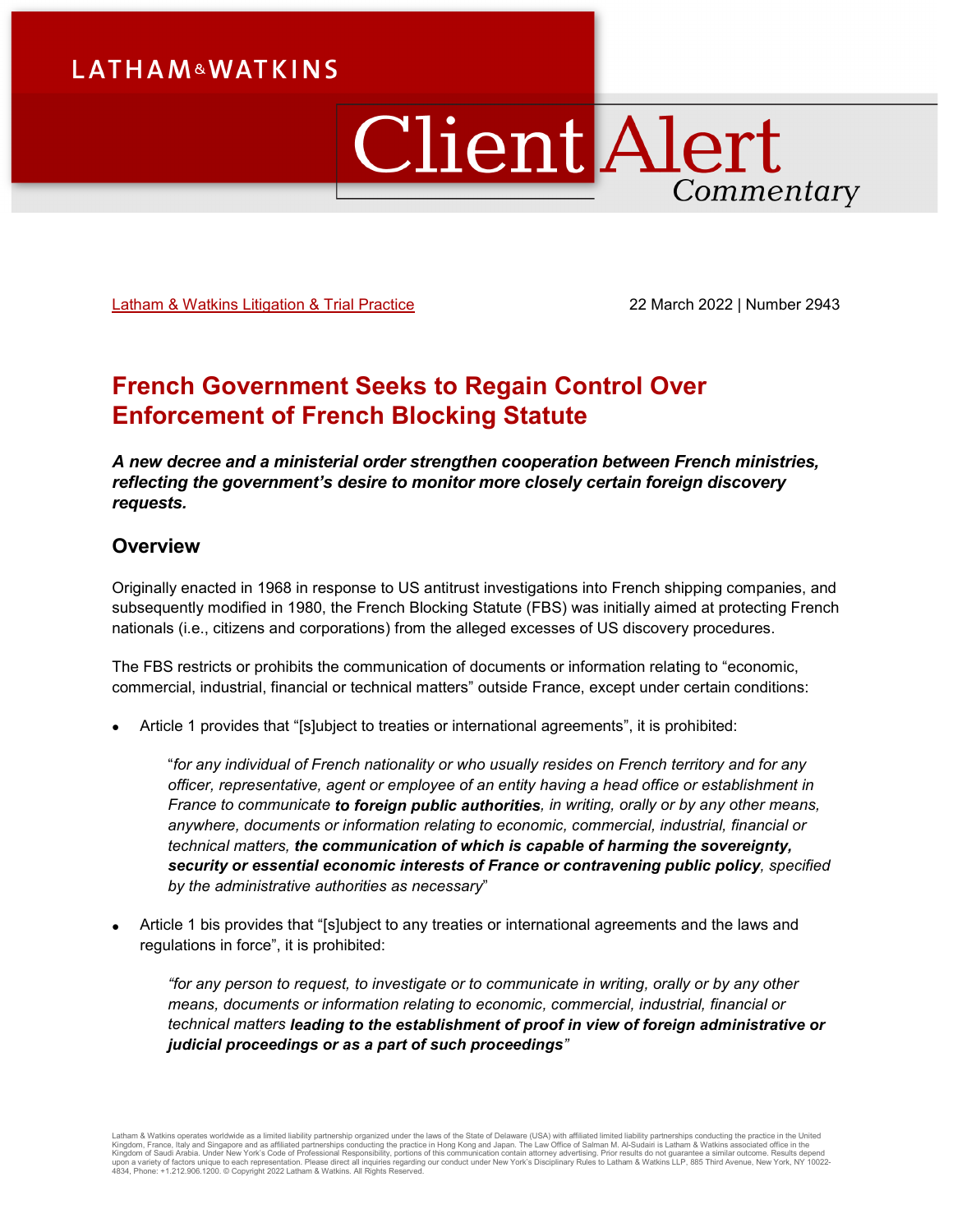Latham & Watkins Litigation & Trial Practice

22 March 2022 | Number 2943

# French Government Seeks to Regain Control Over Enforcement of French Blocking Statute

***A new decree and a ministerial order strengthen cooperation between French ministries, reflecting the government's desire to monitor more closely certain foreign discovery requests.***

## Overview

Originally enacted in 1968 in response to US antitrust investigations into French shipping companies, and subsequently modified in 1980, the French Blocking Statute (FBS) was initially aimed at protecting French nationals (i.e., citizens and corporations) from the alleged excesses of US discovery procedures.

The FBS restricts or prohibits the communication of documents or information relating to "economic, commercial, industrial, financial or technical matters" outside France, except under certain conditions:

- Article 1 provides that "[s]ubject to treaties or international agreements", it is prohibited:

  > "*for any individual of French nationality or who usually resides on French territory and for any officer, representative, agent or employee of an entity having a head office or establishment in France to communicate* ***to foreign public authorities****, in writing, orally or by any other means, anywhere, documents or information relating to economic, commercial, industrial, financial or technical matters,* ***the communication of which is capable of harming the sovereignty, security or essential economic interests of France or contravening public policy****, specified by the administrative authorities as necessary*"

- Article 1 bis provides that "[s]ubject to any treaties or international agreements and the laws and regulations in force", it is prohibited:

  > *"for any person to request, to investigate or to communicate in writing, orally or by any other means, documents or information relating to economic, commercial, industrial, financial or technical matters* ***leading to the establishment of proof in view of foreign administrative or judicial proceedings or as a part of such proceedings****"*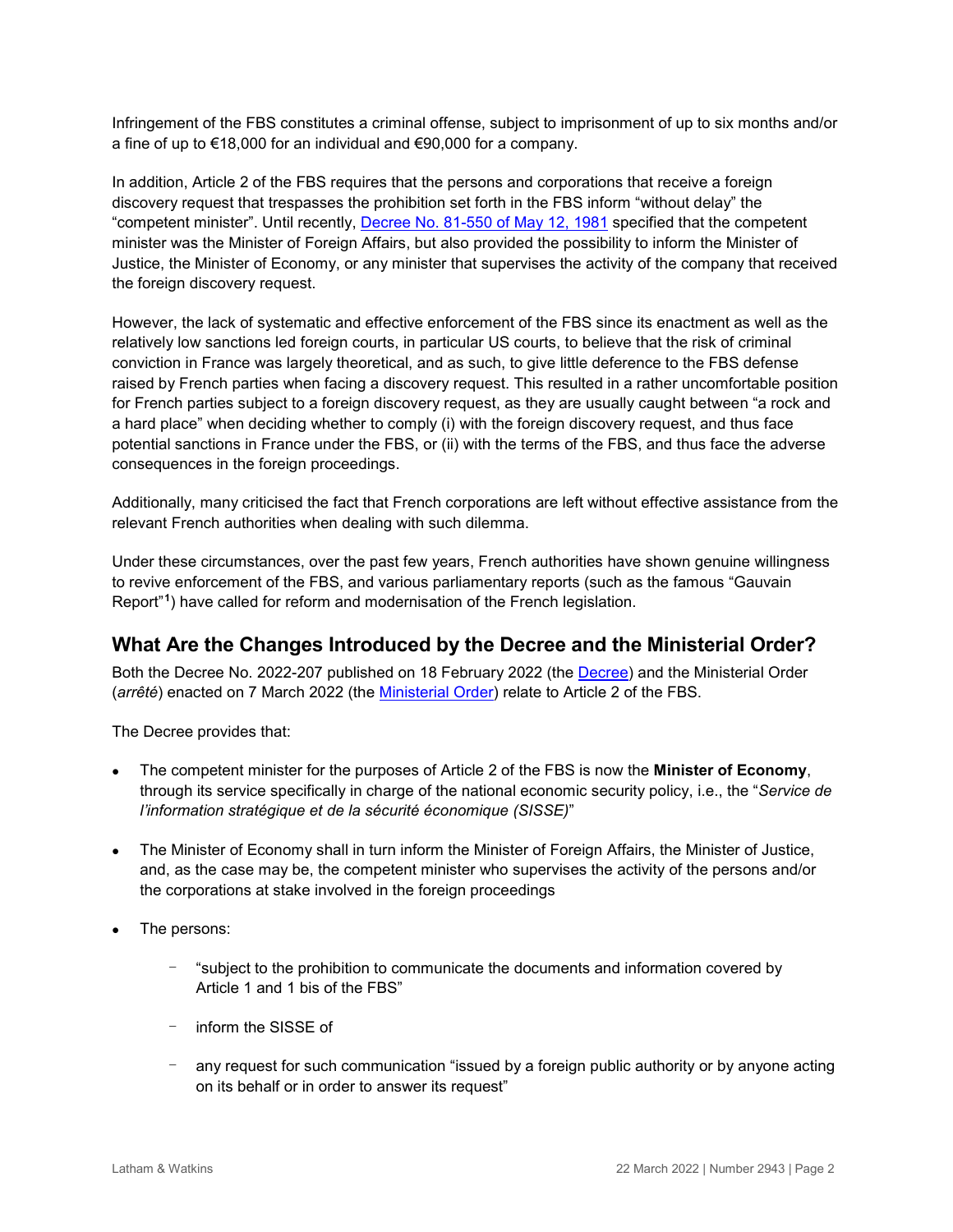Infringement of the FBS constitutes a criminal offense, subject to imprisonment of up to six months and/or a fine of up to €18,000 for an individual and €90,000 for a company.

In addition, Article 2 of the FBS requires that the persons and corporations that receive a foreign discovery request that trespasses the prohibition set forth in the FBS inform "without delay" the "competent minister". Until recently, [Decree No. 81-550 of May 12, 1981] specified that the competent minister was the Minister of Foreign Affairs, but also provided the possibility to inform the Minister of Justice, the Minister of Economy, or any minister that supervises the activity of the company that received the foreign discovery request.

However, the lack of systematic and effective enforcement of the FBS since its enactment as well as the relatively low sanctions led foreign courts, in particular US courts, to believe that the risk of criminal conviction in France was largely theoretical, and as such, to give little deference to the FBS defense raised by French parties when facing a discovery request. This resulted in a rather uncomfortable position for French parties subject to a foreign discovery request, as they are usually caught between "a rock and a hard place" when deciding whether to comply (i) with the foreign discovery request, and thus face potential sanctions in France under the FBS, or (ii) with the terms of the FBS, and thus face the adverse consequences in the foreign proceedings.

Additionally, many criticised the fact that French corporations are left without effective assistance from the relevant French authorities when dealing with such dilemma.

Under these circumstances, over the past few years, French authorities have shown genuine willingness to revive enforcement of the FBS, and various parliamentary reports (such as the famous "Gauvain Report"[1]) have called for reform and modernisation of the French legislation.

## What Are the Changes Introduced by the Decree and the Ministerial Order?

Both the Decree No. 2022-207 published on 18 February 2022 (the Decree) and the Ministerial Order (*arrêté*) enacted on 7 March 2022 (the Ministerial Order) relate to Article 2 of the FBS.

The Decree provides that:

- The competent minister for the purposes of Article 2 of the FBS is now the **Minister of Economy**, through its service specifically in charge of the national economic security policy, i.e., the "*Service de l'information stratégique et de la sécurité économique (SISSE)*"
- The Minister of Economy shall in turn inform the Minister of Foreign Affairs, the Minister of Justice, and, as the case may be, the competent minister who supervises the activity of the persons and/or the corporations at stake involved in the foreign proceedings
- The persons:
  - "subject to the prohibition to communicate the documents and information covered by Article 1 and 1 bis of the FBS"
  - inform the SISSE of
  - any request for such communication "issued by a foreign public authority or by anyone acting on its behalf or in order to answer its request"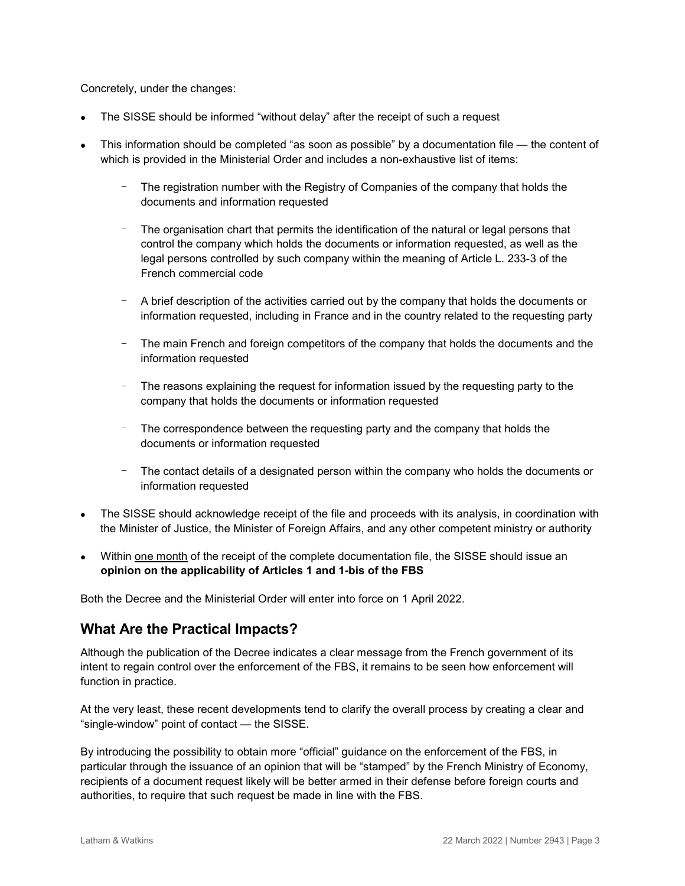Concretely, under the changes:

- The SISSE should be informed "without delay" after the receipt of such a request
- This information should be completed "as soon as possible" by a documentation file — the content of which is provided in the Ministerial Order and includes a non-exhaustive list of items:
  - The registration number with the Registry of Companies of the company that holds the documents and information requested
  - The organisation chart that permits the identification of the natural or legal persons that control the company which holds the documents or information requested, as well as the legal persons controlled by such company within the meaning of Article L. 233-3 of the French commercial code
  - A brief description of the activities carried out by the company that holds the documents or information requested, including in France and in the country related to the requesting party
  - The main French and foreign competitors of the company that holds the documents and the information requested
  - The reasons explaining the request for information issued by the requesting party to the company that holds the documents or information requested
  - The correspondence between the requesting party and the company that holds the documents or information requested
  - The contact details of a designated person within the company who holds the documents or information requested
- The SISSE should acknowledge receipt of the file and proceeds with its analysis, in coordination with the Minister of Justice, the Minister of Foreign Affairs, and any other competent ministry or authority
- Within one month of the receipt of the complete documentation file, the SISSE should issue an **opinion on the applicability of Articles 1 and 1-bis of the FBS**

Both the Decree and the Ministerial Order will enter into force on 1 April 2022.

## What Are the Practical Impacts?

Although the publication of the Decree indicates a clear message from the French government of its intent to regain control over the enforcement of the FBS, it remains to be seen how enforcement will function in practice.

At the very least, these recent developments tend to clarify the overall process by creating a clear and "single-window" point of contact — the SISSE.

By introducing the possibility to obtain more "official" guidance on the enforcement of the FBS, in particular through the issuance of an opinion that will be "stamped" by the French Ministry of Economy, recipients of a document request likely will be better armed in their defense before foreign courts and authorities, to require that such request be made in line with the FBS.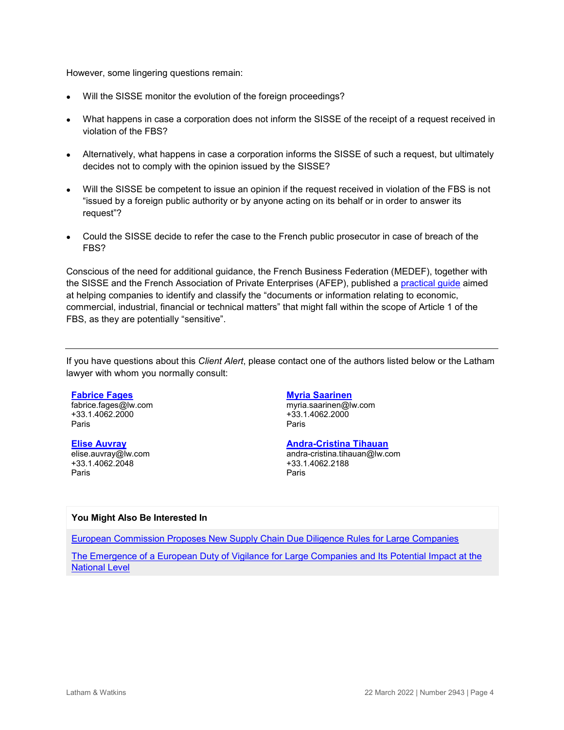However, some lingering questions remain:

- Will the SISSE monitor the evolution of the foreign proceedings?
- What happens in case a corporation does not inform the SISSE of the receipt of a request received in violation of the FBS?
- Alternatively, what happens in case a corporation informs the SISSE of such a request, but ultimately decides not to comply with the opinion issued by the SISSE?
- Will the SISSE be competent to issue an opinion if the request received in violation of the FBS is not "issued by a foreign public authority or by anyone acting on its behalf or in order to answer its request"?
- Could the SISSE decide to refer the case to the French public prosecutor in case of breach of the FBS?

Conscious of the need for additional guidance, the French Business Federation (MEDEF), together with the SISSE and the French Association of Private Enterprises (AFEP), published a practical guide aimed at helping companies to identify and classify the "documents or information relating to economic, commercial, industrial, financial or technical matters" that might fall within the scope of Article 1 of the FBS, as they are potentially "sensitive".

---

If you have questions about this *Client Alert*, please contact one of the authors listed below or the Latham lawyer with whom you normally consult:

**Fabrice Fages**
fabrice.fages@lw.com
+33.1.4062.2000
Paris

**Myria Saarinen**
myria.saarinen@lw.com
+33.1.4062.2000
Paris

**Elise Auvray**
elise.auvray@lw.com
+33.1.4062.2048
Paris

**Andra-Cristina Tihauan**
andra-cristina.tihauan@lw.com
+33.1.4062.2188
Paris

**You Might Also Be Interested In**

European Commission Proposes New Supply Chain Due Diligence Rules for Large Companies

The Emergence of a European Duty of Vigilance for Large Companies and Its Potential Impact at the National Level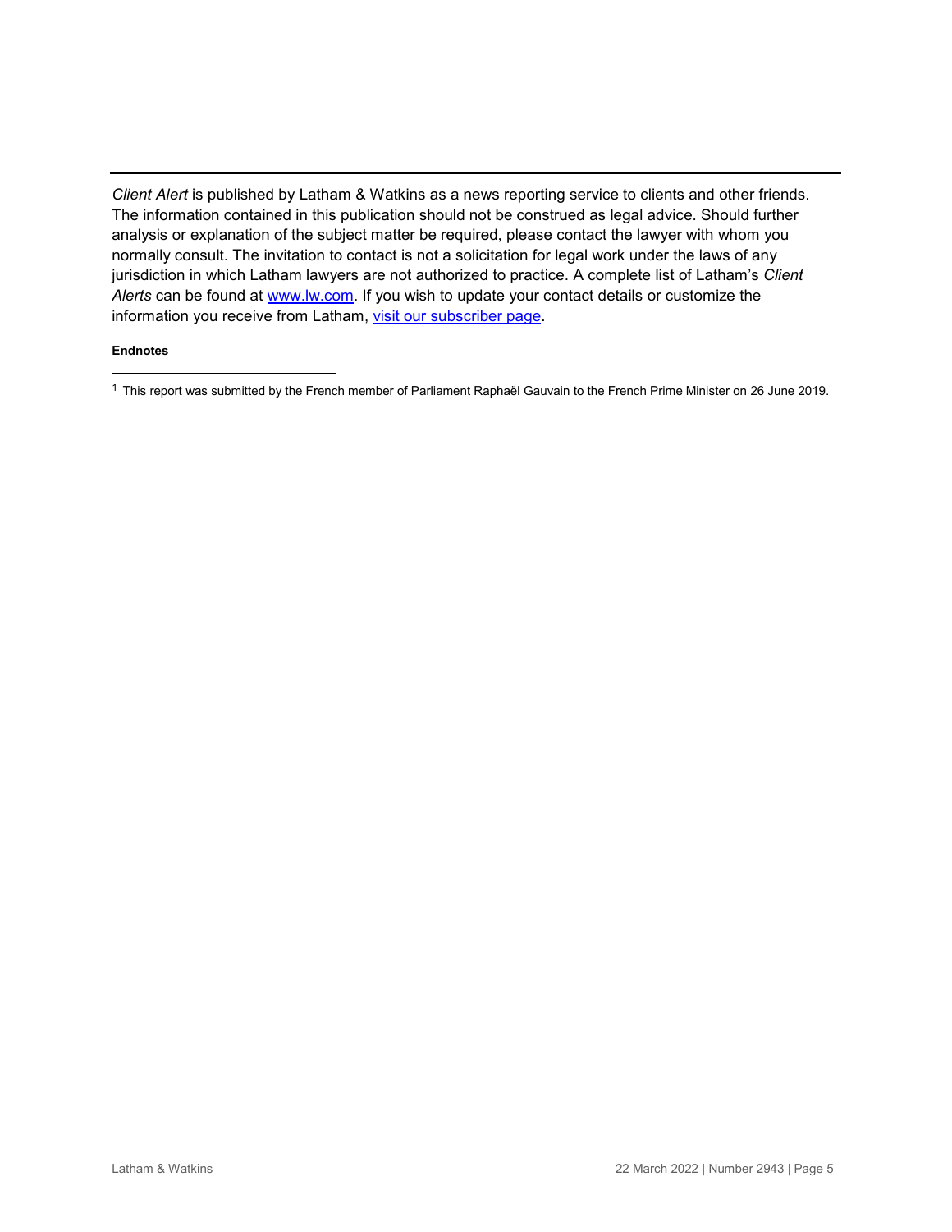---

*Client Alert* is published by Latham & Watkins as a news reporting service to clients and other friends. The information contained in this publication should not be construed as legal advice. Should further analysis or explanation of the subject matter be required, please contact the lawyer with whom you normally consult. The invitation to contact is not a solicitation for legal work under the laws of any jurisdiction in which Latham lawyers are not authorized to practice. A complete list of Latham's *Client Alerts* can be found at [www.lw.com](http://www.lw.com). If you wish to update your contact details or customize the information you receive from Latham, [visit our subscriber page](#).

**Endnotes**

---

[1] This report was submitted by the French member of Parliament Raphaël Gauvain to the French Prime Minister on 26 June 2019.